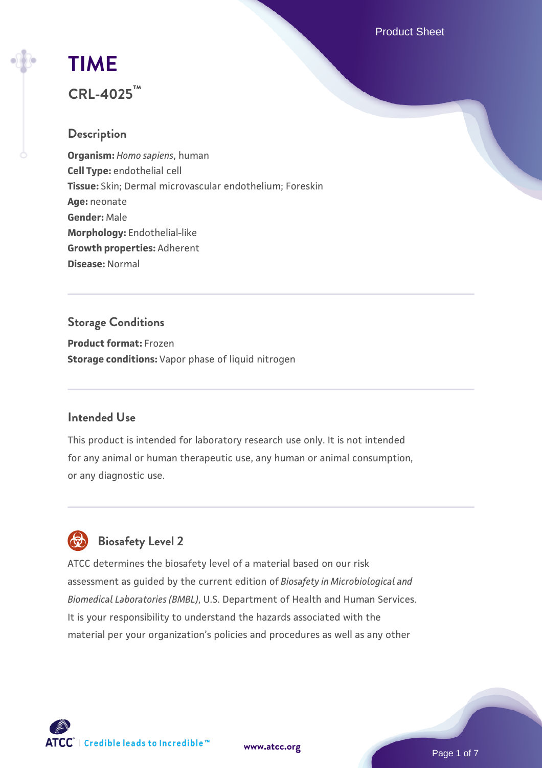# TIME

## CRL-4025™

### Description

**Organism:** *Homo sapiens*, human
**Cell Type:** endothelial cell
**Tissue:** Skin; Dermal microvascular endothelium; Foreskin
**Age:** neonate
**Gender:** Male
**Morphology:** Endothelial-like
**Growth properties:** Adherent
**Disease:** Normal

### Storage Conditions

**Product format:** Frozen
**Storage conditions:** Vapor phase of liquid nitrogen

### Intended Use

This product is intended for laboratory research use only. It is not intended for any animal or human therapeutic use, any human or animal consumption, or any diagnostic use.

### Biosafety Level 2

ATCC determines the biosafety level of a material based on our risk assessment as guided by the current edition of *Biosafety in Microbiological and Biomedical Laboratories (BMBL)*, U.S. Department of Health and Human Services. It is your responsibility to understand the hazards associated with the material per your organization's policies and procedures as well as any other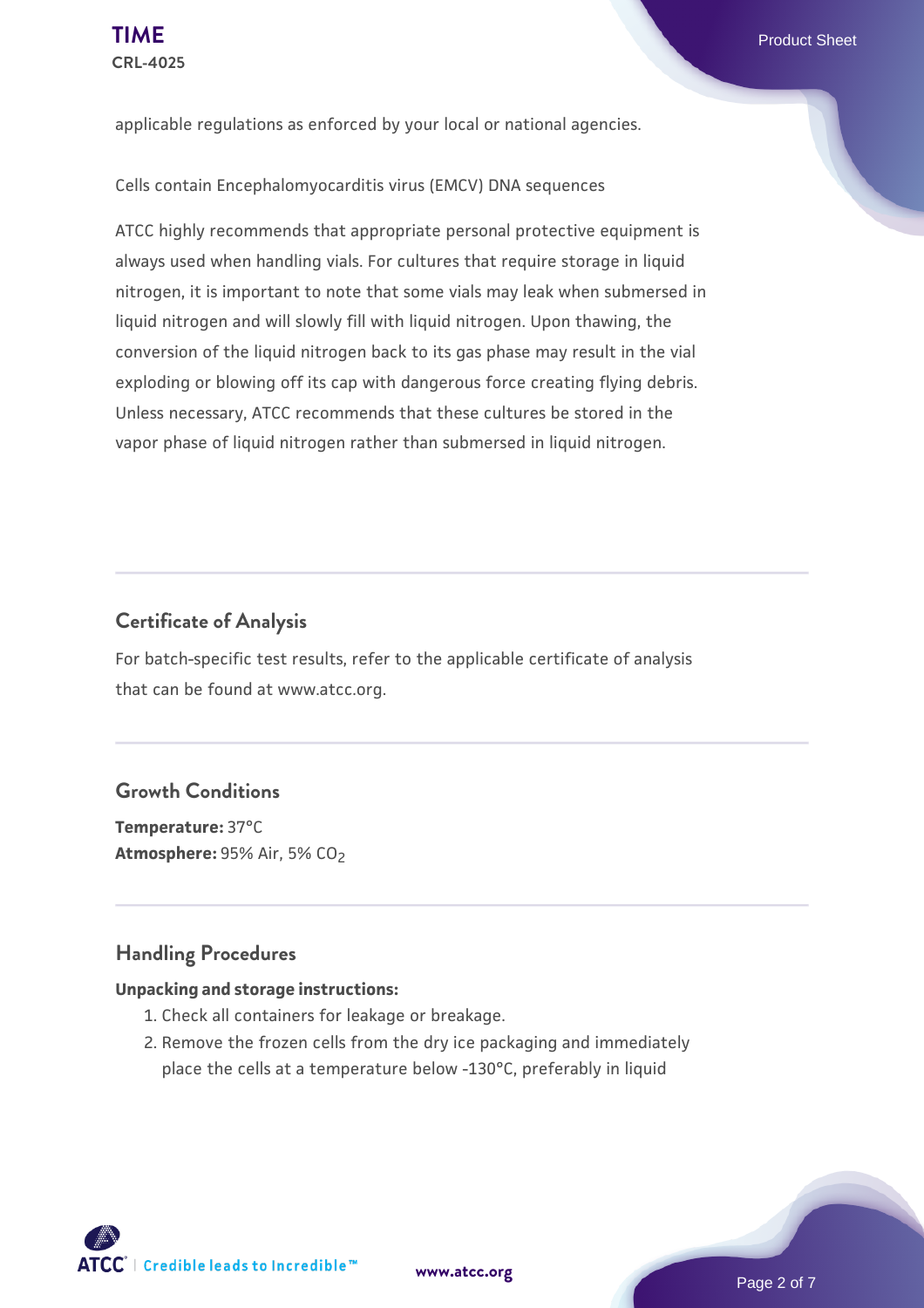applicable regulations as enforced by your local or national agencies.

Cells contain Encephalomyocarditis virus (EMCV) DNA sequences

ATCC highly recommends that appropriate personal protective equipment is always used when handling vials. For cultures that require storage in liquid nitrogen, it is important to note that some vials may leak when submersed in liquid nitrogen and will slowly fill with liquid nitrogen. Upon thawing, the conversion of the liquid nitrogen back to its gas phase may result in the vial exploding or blowing off its cap with dangerous force creating flying debris. Unless necessary, ATCC recommends that these cultures be stored in the vapor phase of liquid nitrogen rather than submersed in liquid nitrogen.

## Certificate of Analysis

For batch-specific test results, refer to the applicable certificate of analysis that can be found at www.atcc.org.

## Growth Conditions

**Temperature:** 37°C
**Atmosphere:** 95% Air, 5% $CO_2$

## Handling Procedures

**Unpacking and storage instructions:**

1. Check all containers for leakage or breakage.
2. Remove the frozen cells from the dry ice packaging and immediately place the cells at a temperature below -130°C, preferably in liquid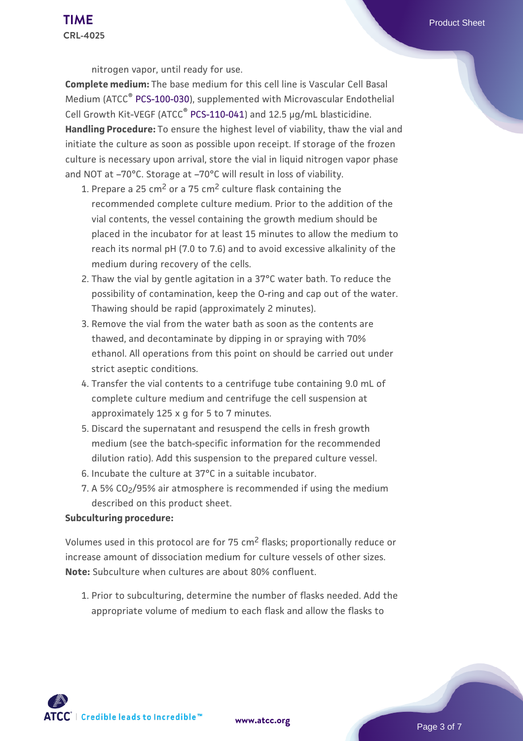nitrogen vapor, until ready for use.

**Complete medium:** The base medium for this cell line is Vascular Cell Basal Medium (ATCC® PCS-100-030), supplemented with Microvascular Endothelial Cell Growth Kit-VEGF (ATCC® PCS-110-041) and 12.5 µg/mL blasticidine.

**Handling Procedure:** To ensure the highest level of viability, thaw the vial and initiate the culture as soon as possible upon receipt. If storage of the frozen culture is necessary upon arrival, store the vial in liquid nitrogen vapor phase and NOT at –70°C. Storage at –70°C will result in loss of viability.

1. Prepare a 25 cm$^2$ or a 75 cm$^2$ culture flask containing the recommended complete culture medium. Prior to the addition of the vial contents, the vessel containing the growth medium should be placed in the incubator for at least 15 minutes to allow the medium to reach its normal pH (7.0 to 7.6) and to avoid excessive alkalinity of the medium during recovery of the cells.
2. Thaw the vial by gentle agitation in a 37°C water bath. To reduce the possibility of contamination, keep the O-ring and cap out of the water. Thawing should be rapid (approximately 2 minutes).
3. Remove the vial from the water bath as soon as the contents are thawed, and decontaminate by dipping in or spraying with 70% ethanol. All operations from this point on should be carried out under strict aseptic conditions.
4. Transfer the vial contents to a centrifuge tube containing 9.0 mL of complete culture medium and centrifuge the cell suspension at approximately 125 x g for 5 to 7 minutes.
5. Discard the supernatant and resuspend the cells in fresh growth medium (see the batch-specific information for the recommended dilution ratio). Add this suspension to the prepared culture vessel.
6. Incubate the culture at 37°C in a suitable incubator.
7. A 5% $CO_2$/95% air atmosphere is recommended if using the medium described on this product sheet.

**Subculturing procedure:**

Volumes used in this protocol are for 75 cm$^2$ flasks; proportionally reduce or increase amount of dissociation medium for culture vessels of other sizes.

**Note:** Subculture when cultures are about 80% confluent.

1. Prior to subculturing, determine the number of flasks needed. Add the appropriate volume of medium to each flask and allow the flasks to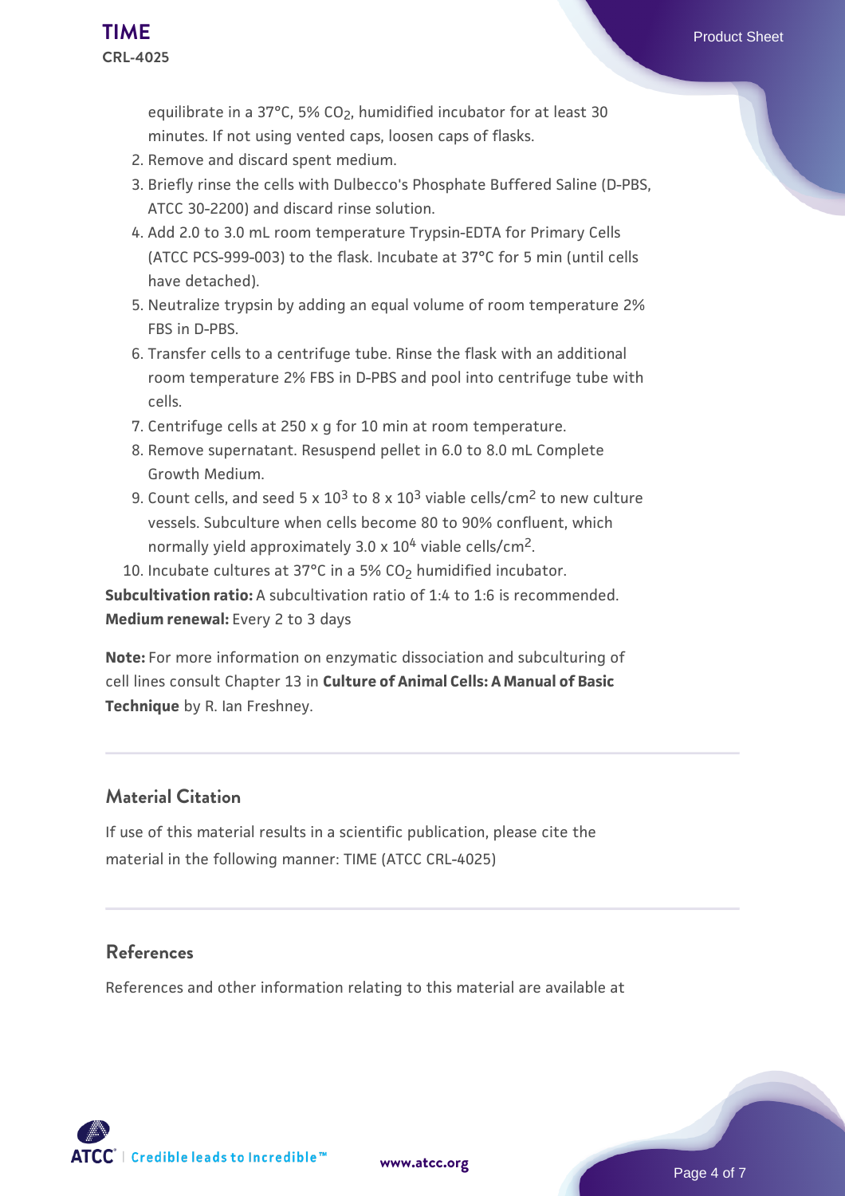equilibrate in a 37°C, 5% $CO_2$, humidified incubator for at least 30 minutes. If not using vented caps, loosen caps of flasks.

2. Remove and discard spent medium.
3. Briefly rinse the cells with Dulbecco's Phosphate Buffered Saline (D-PBS, ATCC 30-2200) and discard rinse solution.
4. Add 2.0 to 3.0 mL room temperature Trypsin-EDTA for Primary Cells (ATCC PCS-999-003) to the flask. Incubate at 37°C for 5 min (until cells have detached).
5. Neutralize trypsin by adding an equal volume of room temperature 2% FBS in D-PBS.
6. Transfer cells to a centrifuge tube. Rinse the flask with an additional room temperature 2% FBS in D-PBS and pool into centrifuge tube with cells.
7. Centrifuge cells at 250 x g for 10 min at room temperature.
8. Remove supernatant. Resuspend pellet in 6.0 to 8.0 mL Complete Growth Medium.
9. Count cells, and seed $5 \times 10^3$ to $8 \times 10^3$ viable cells/$cm^2$ to new culture vessels. Subculture when cells become 80 to 90% confluent, which normally yield approximately $3.0 \times 10^4$ viable cells/$cm^2$.
10. Incubate cultures at 37°C in a 5% $CO_2$ humidified incubator.

**Subcultivation ratio:** A subcultivation ratio of 1:4 to 1:6 is recommended.
**Medium renewal:** Every 2 to 3 days

**Note:** For more information on enzymatic dissociation and subculturing of cell lines consult Chapter 13 in **Culture of Animal Cells: A Manual of Basic Technique** by R. Ian Freshney.

## Material Citation

If use of this material results in a scientific publication, please cite the material in the following manner: TIME (ATCC CRL-4025)

## References

References and other information relating to this material are available at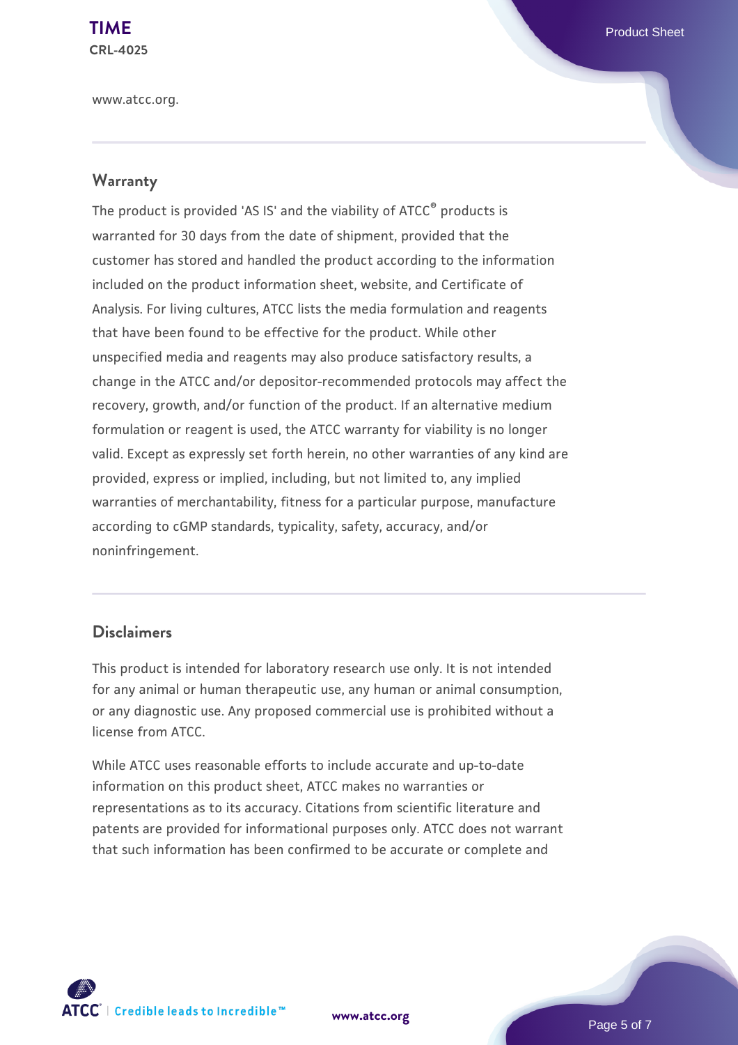www.atcc.org.

## Warranty

The product is provided 'AS IS' and the viability of ATCC® products is warranted for 30 days from the date of shipment, provided that the customer has stored and handled the product according to the information included on the product information sheet, website, and Certificate of Analysis. For living cultures, ATCC lists the media formulation and reagents that have been found to be effective for the product. While other unspecified media and reagents may also produce satisfactory results, a change in the ATCC and/or depositor-recommended protocols may affect the recovery, growth, and/or function of the product. If an alternative medium formulation or reagent is used, the ATCC warranty for viability is no longer valid. Except as expressly set forth herein, no other warranties of any kind are provided, express or implied, including, but not limited to, any implied warranties of merchantability, fitness for a particular purpose, manufacture according to cGMP standards, typicality, safety, accuracy, and/or noninfringement.

## Disclaimers

This product is intended for laboratory research use only. It is not intended for any animal or human therapeutic use, any human or animal consumption, or any diagnostic use. Any proposed commercial use is prohibited without a license from ATCC.

While ATCC uses reasonable efforts to include accurate and up-to-date information on this product sheet, ATCC makes no warranties or representations as to its accuracy. Citations from scientific literature and patents are provided for informational purposes only. ATCC does not warrant that such information has been confirmed to be accurate or complete and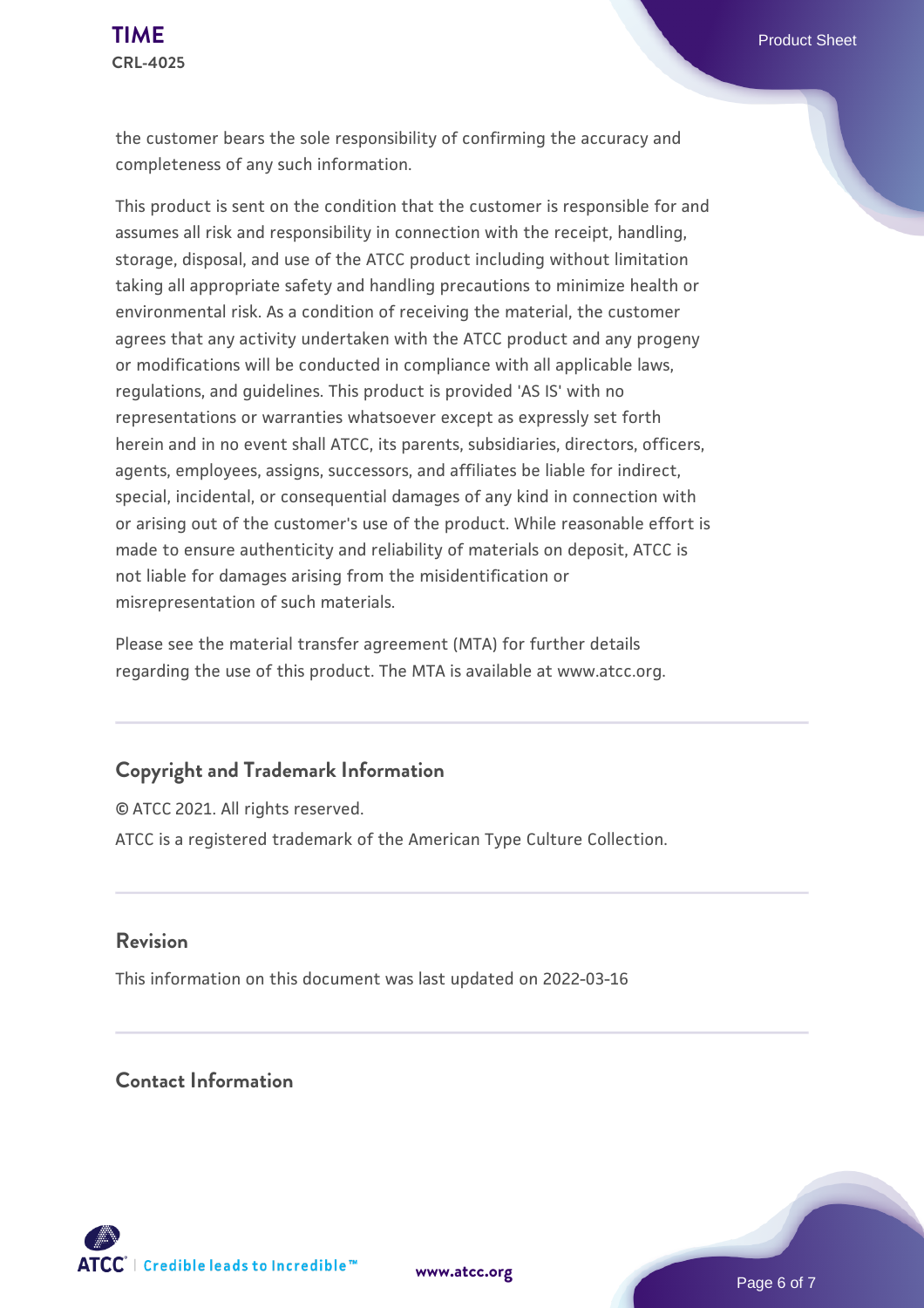the customer bears the sole responsibility of confirming the accuracy and completeness of any such information.

This product is sent on the condition that the customer is responsible for and assumes all risk and responsibility in connection with the receipt, handling, storage, disposal, and use of the ATCC product including without limitation taking all appropriate safety and handling precautions to minimize health or environmental risk. As a condition of receiving the material, the customer agrees that any activity undertaken with the ATCC product and any progeny or modifications will be conducted in compliance with all applicable laws, regulations, and guidelines. This product is provided 'AS IS' with no representations or warranties whatsoever except as expressly set forth herein and in no event shall ATCC, its parents, subsidiaries, directors, officers, agents, employees, assigns, successors, and affiliates be liable for indirect, special, incidental, or consequential damages of any kind in connection with or arising out of the customer's use of the product. While reasonable effort is made to ensure authenticity and reliability of materials on deposit, ATCC is not liable for damages arising from the misidentification or misrepresentation of such materials.

Please see the material transfer agreement (MTA) for further details regarding the use of this product. The MTA is available at www.atcc.org.

## Copyright and Trademark Information

© ATCC 2021. All rights reserved.

ATCC is a registered trademark of the American Type Culture Collection.

## Revision

This information on this document was last updated on 2022-03-16

## Contact Information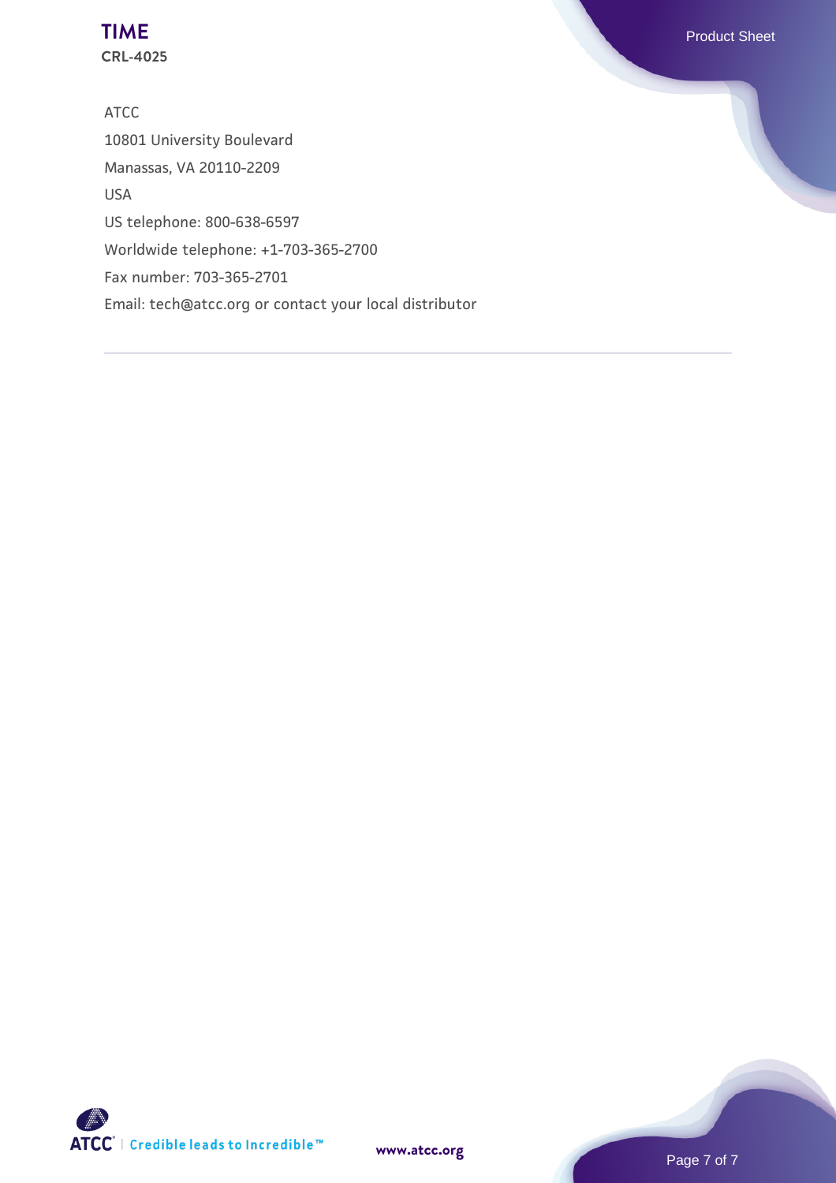ATCC

10801 University Boulevard

Manassas, VA 20110-2209

USA

US telephone: 800-638-6597

Worldwide telephone: +1-703-365-2700

Fax number: 703-365-2701

Email: tech@atcc.org or contact your local distributor